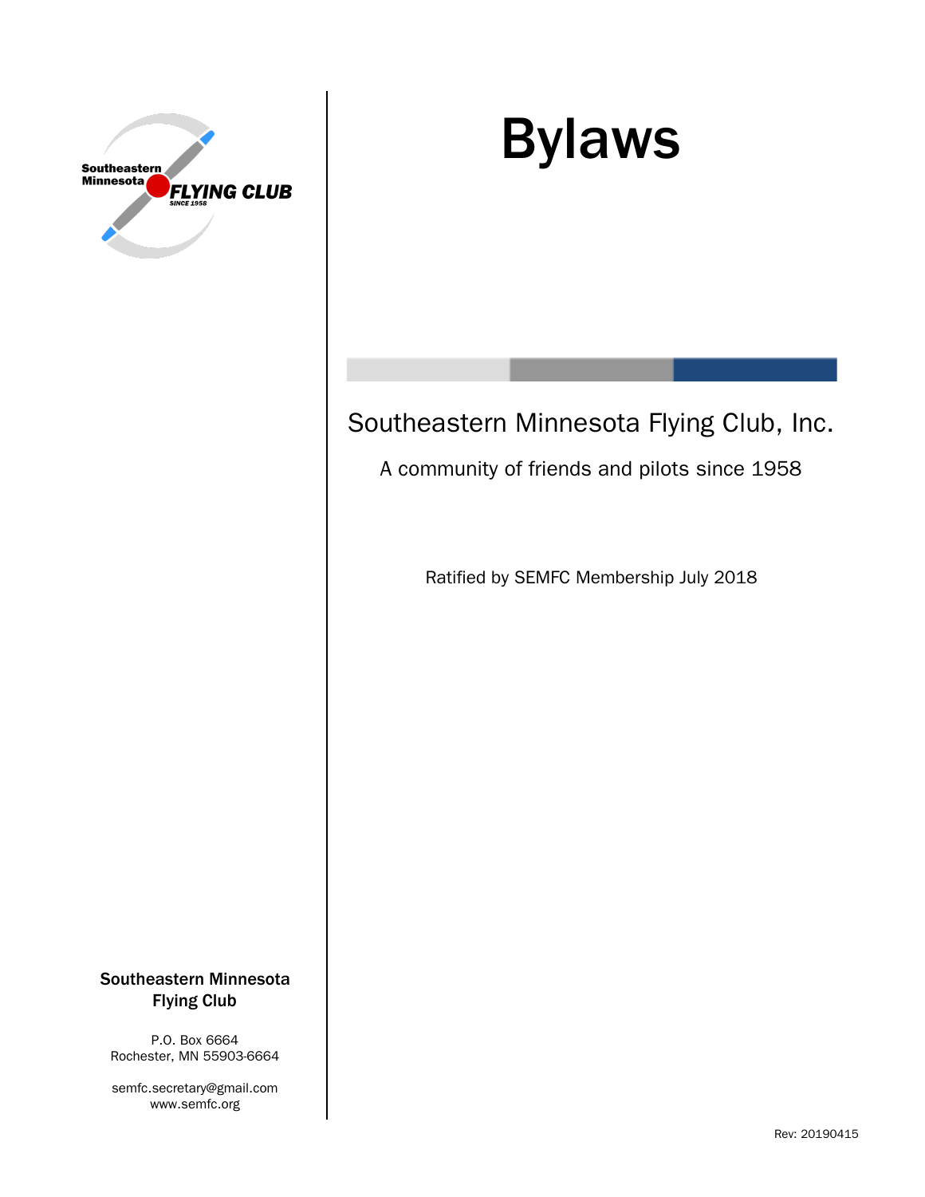# Bylaws

Southeastern Minnesota Flying Club, Inc.

A community of friends and pilots since 1958

Ratified by SEMFC Membership July 2018

**Southeastern Minnesota Flying Club**

P.O. Box 6664
Rochester, MN 55903-6664

semfc.secretary@gmail.com
www.semfc.org

Rev: 20190415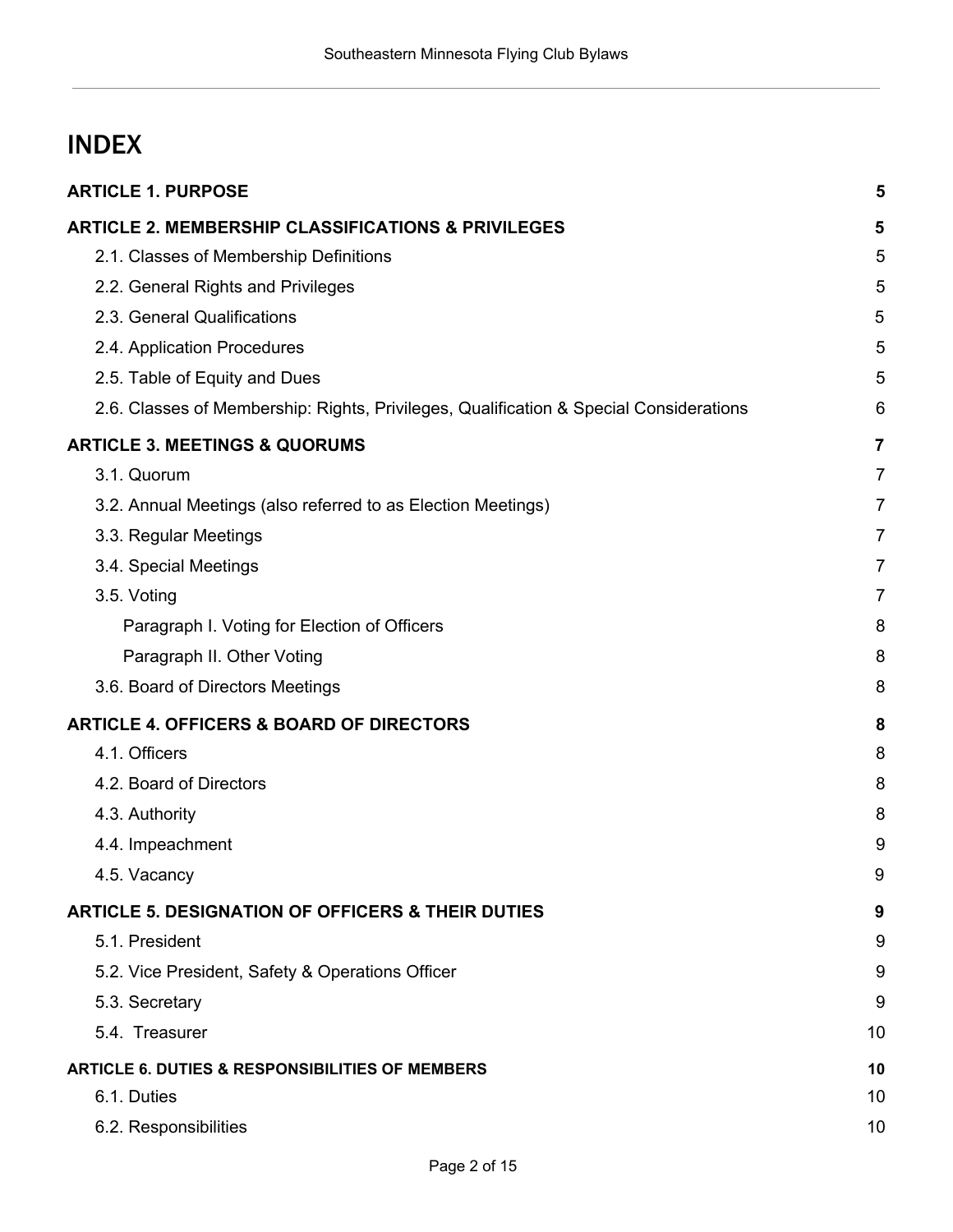# INDEX

| | |
|---|---|
| **ARTICLE 1. PURPOSE** | **5** |
| **ARTICLE 2. MEMBERSHIP CLASSIFICATIONS & PRIVILEGES** | **5** |
| 2.1. Classes of Membership Definitions | 5 |
| 2.2. General Rights and Privileges | 5 |
| 2.3. General Qualifications | 5 |
| 2.4. Application Procedures | 5 |
| 2.5. Table of Equity and Dues | 5 |
| 2.6. Classes of Membership: Rights, Privileges, Qualification & Special Considerations | 6 |
| **ARTICLE 3. MEETINGS & QUORUMS** | **7** |
| 3.1. Quorum | 7 |
| 3.2. Annual Meetings (also referred to as Election Meetings) | 7 |
| 3.3. Regular Meetings | 7 |
| 3.4. Special Meetings | 7 |
| 3.5. Voting | 7 |
| Paragraph I. Voting for Election of Officers | 8 |
| Paragraph II. Other Voting | 8 |
| 3.6. Board of Directors Meetings | 8 |
| **ARTICLE 4. OFFICERS & BOARD OF DIRECTORS** | **8** |
| 4.1. Officers | 8 |
| 4.2. Board of Directors | 8 |
| 4.3. Authority | 8 |
| 4.4. Impeachment | 9 |
| 4.5. Vacancy | 9 |
| **ARTICLE 5. DESIGNATION OF OFFICERS & THEIR DUTIES** | **9** |
| 5.1. President | 9 |
| 5.2. Vice President, Safety & Operations Officer | 9 |
| 5.3. Secretary | 9 |
| 5.4. Treasurer | 10 |
| **ARTICLE 6. DUTIES & RESPONSIBILITIES OF MEMBERS** | **10** |
| 6.1. Duties | 10 |
| 6.2. Responsibilities | 10 |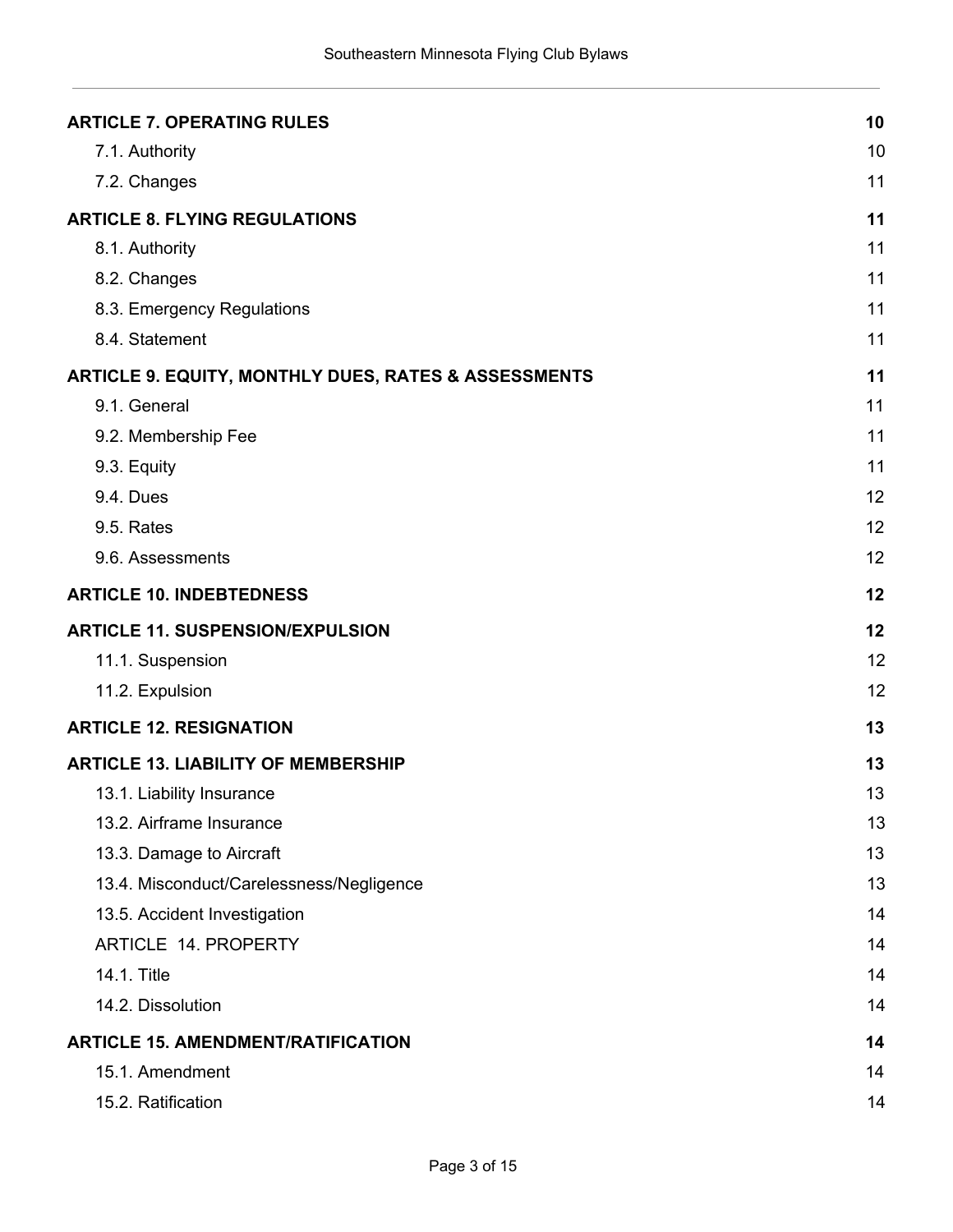| | |
|---|---|
| **ARTICLE 7. OPERATING RULES** | **10** |
| 7.1. Authority | 10 |
| 7.2. Changes | 11 |
| **ARTICLE 8. FLYING REGULATIONS** | **11** |
| 8.1. Authority | 11 |
| 8.2. Changes | 11 |
| 8.3. Emergency Regulations | 11 |
| 8.4. Statement | 11 |
| **ARTICLE 9. EQUITY, MONTHLY DUES, RATES & ASSESSMENTS** | **11** |
| 9.1. General | 11 |
| 9.2. Membership Fee | 11 |
| 9.3. Equity | 11 |
| 9.4. Dues | 12 |
| 9.5. Rates | 12 |
| 9.6. Assessments | 12 |
| **ARTICLE 10. INDEBTEDNESS** | **12** |
| **ARTICLE 11. SUSPENSION/EXPULSION** | **12** |
| 11.1. Suspension | 12 |
| 11.2. Expulsion | 12 |
| **ARTICLE 12. RESIGNATION** | **13** |
| **ARTICLE 13. LIABILITY OF MEMBERSHIP** | **13** |
| 13.1. Liability Insurance | 13 |
| 13.2. Airframe Insurance | 13 |
| 13.3. Damage to Aircraft | 13 |
| 13.4. Misconduct/Carelessness/Negligence | 13 |
| 13.5. Accident Investigation | 14 |
| ARTICLE 14. PROPERTY | 14 |
| 14.1. Title | 14 |
| 14.2. Dissolution | 14 |
| **ARTICLE 15. AMENDMENT/RATIFICATION** | **14** |
| 15.1. Amendment | 14 |
| 15.2. Ratification | 14 |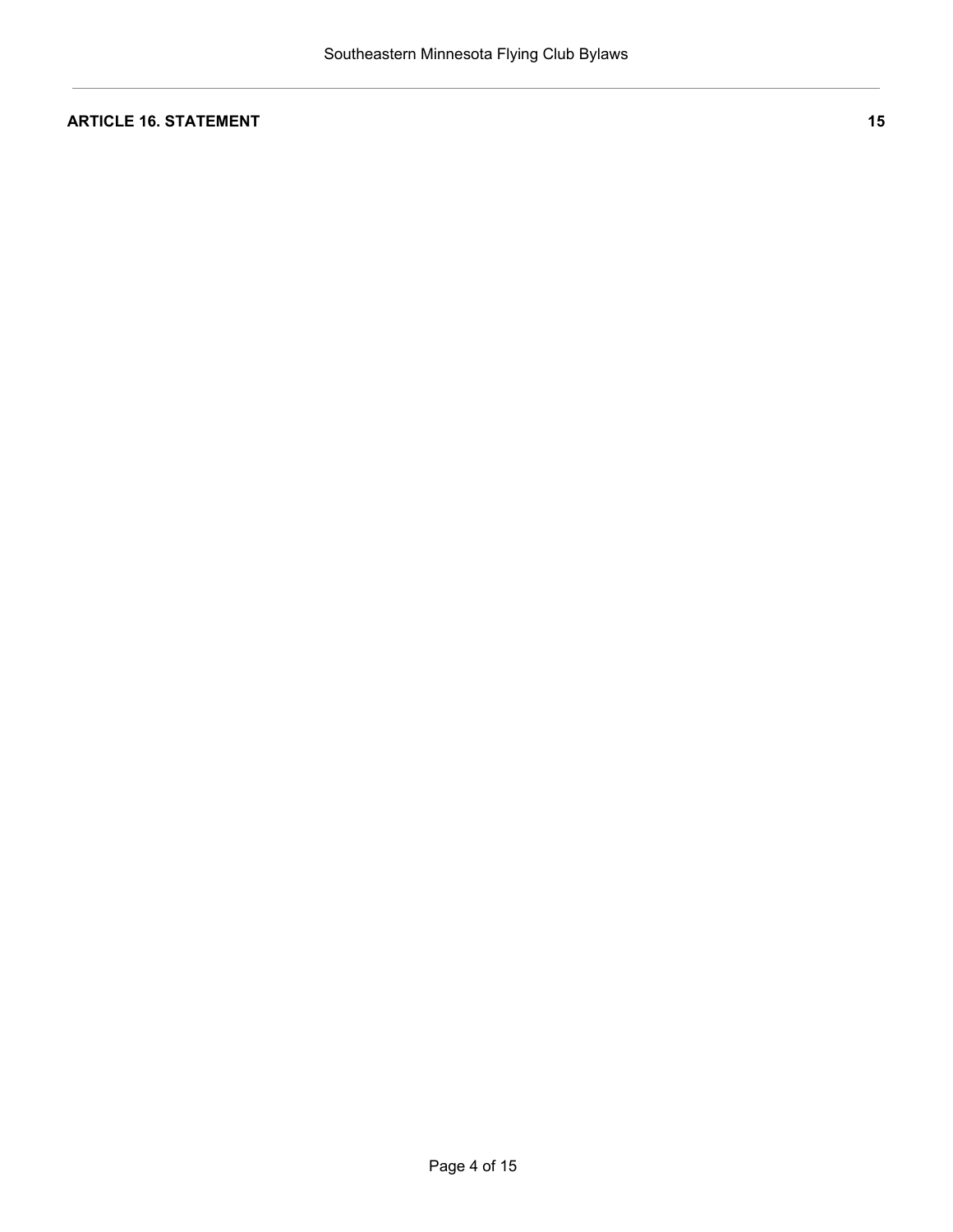**ARTICLE 16. STATEMENT** 15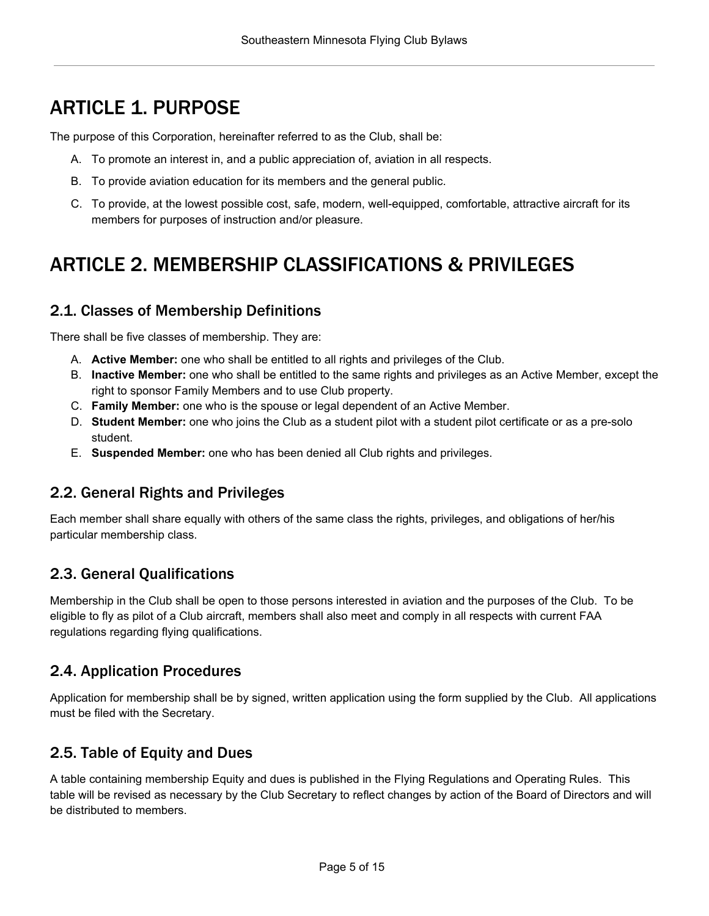# ARTICLE 1. PURPOSE

The purpose of this Corporation, hereinafter referred to as the Club, shall be:

A. To promote an interest in, and a public appreciation of, aviation in all respects.

B. To provide aviation education for its members and the general public.

C. To provide, at the lowest possible cost, safe, modern, well-equipped, comfortable, attractive aircraft for its members for purposes of instruction and/or pleasure.

# ARTICLE 2. MEMBERSHIP CLASSIFICATIONS & PRIVILEGES

## 2.1. Classes of Membership Definitions

There shall be five classes of membership. They are:

A. **Active Member:** one who shall be entitled to all rights and privileges of the Club.
B. **Inactive Member:** one who shall be entitled to the same rights and privileges as an Active Member, except the right to sponsor Family Members and to use Club property.
C. **Family Member:** one who is the spouse or legal dependent of an Active Member.
D. **Student Member:** one who joins the Club as a student pilot with a student pilot certificate or as a pre-solo student.
E. **Suspended Member:** one who has been denied all Club rights and privileges.

## 2.2. General Rights and Privileges

Each member shall share equally with others of the same class the rights, privileges, and obligations of her/his particular membership class.

## 2.3. General Qualifications

Membership in the Club shall be open to those persons interested in aviation and the purposes of the Club. To be eligible to fly as pilot of a Club aircraft, members shall also meet and comply in all respects with current FAA regulations regarding flying qualifications.

## 2.4. Application Procedures

Application for membership shall be by signed, written application using the form supplied by the Club. All applications must be filed with the Secretary.

## 2.5. Table of Equity and Dues

A table containing membership Equity and dues is published in the Flying Regulations and Operating Rules. This table will be revised as necessary by the Club Secretary to reflect changes by action of the Board of Directors and will be distributed to members.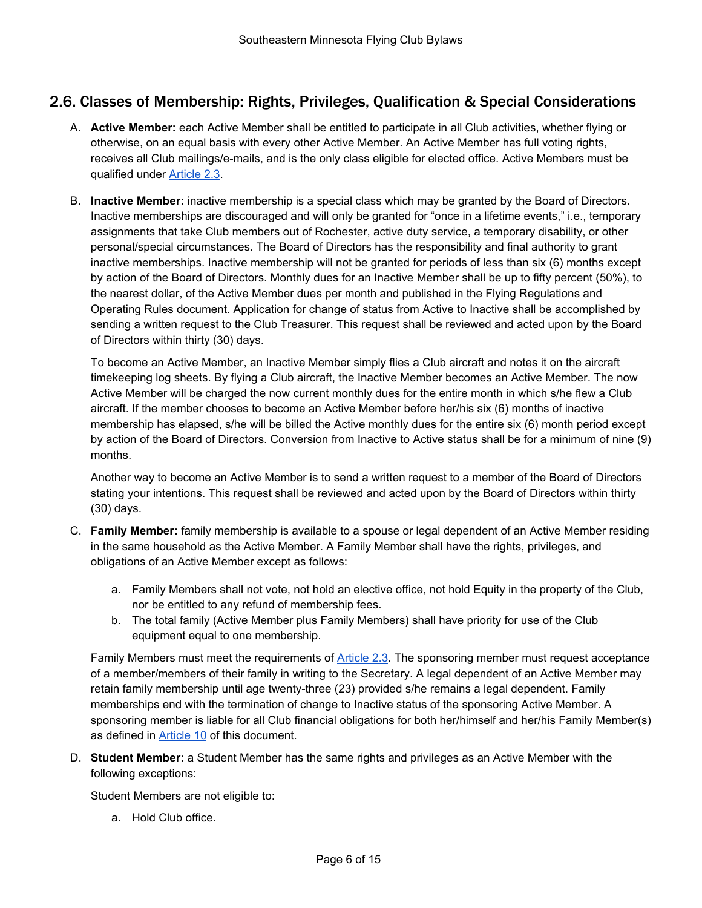## 2.6. Classes of Membership: Rights, Privileges, Qualification & Special Considerations

A. **Active Member:** each Active Member shall be entitled to participate in all Club activities, whether flying or otherwise, on an equal basis with every other Active Member. An Active Member has full voting rights, receives all Club mailings/e-mails, and is the only class eligible for elected office. Active Members must be qualified under Article 2.3.

B. **Inactive Member:** inactive membership is a special class which may be granted by the Board of Directors. Inactive memberships are discouraged and will only be granted for "once in a lifetime events," i.e., temporary assignments that take Club members out of Rochester, active duty service, a temporary disability, or other personal/special circumstances. The Board of Directors has the responsibility and final authority to grant inactive memberships. Inactive membership will not be granted for periods of less than six (6) months except by action of the Board of Directors. Monthly dues for an Inactive Member shall be up to fifty percent (50%), to the nearest dollar, of the Active Member dues per month and published in the Flying Regulations and Operating Rules document. Application for change of status from Active to Inactive shall be accomplished by sending a written request to the Club Treasurer. This request shall be reviewed and acted upon by the Board of Directors within thirty (30) days.

   To become an Active Member, an Inactive Member simply flies a Club aircraft and notes it on the aircraft timekeeping log sheets. By flying a Club aircraft, the Inactive Member becomes an Active Member. The now Active Member will be charged the now current monthly dues for the entire month in which s/he flew a Club aircraft. If the member chooses to become an Active Member before her/his six (6) months of inactive membership has elapsed, s/he will be billed the Active monthly dues for the entire six (6) month period except by action of the Board of Directors. Conversion from Inactive to Active status shall be for a minimum of nine (9) months.

   Another way to become an Active Member is to send a written request to a member of the Board of Directors stating your intentions. This request shall be reviewed and acted upon by the Board of Directors within thirty (30) days.

C. **Family Member:** family membership is available to a spouse or legal dependent of an Active Member residing in the same household as the Active Member. A Family Member shall have the rights, privileges, and obligations of an Active Member except as follows:

   a. Family Members shall not vote, not hold an elective office, not hold Equity in the property of the Club, nor be entitled to any refund of membership fees.
   b. The total family (Active Member plus Family Members) shall have priority for use of the Club equipment equal to one membership.

   Family Members must meet the requirements of Article 2.3. The sponsoring member must request acceptance of a member/members of their family in writing to the Secretary. A legal dependent of an Active Member may retain family membership until age twenty-three (23) provided s/he remains a legal dependent. Family memberships end with the termination of change to Inactive status of the sponsoring Active Member. A sponsoring member is liable for all Club financial obligations for both her/himself and her/his Family Member(s) as defined in Article 10 of this document.

D. **Student Member:** a Student Member has the same rights and privileges as an Active Member with the following exceptions:

   Student Members are not eligible to:

   a. Hold Club office.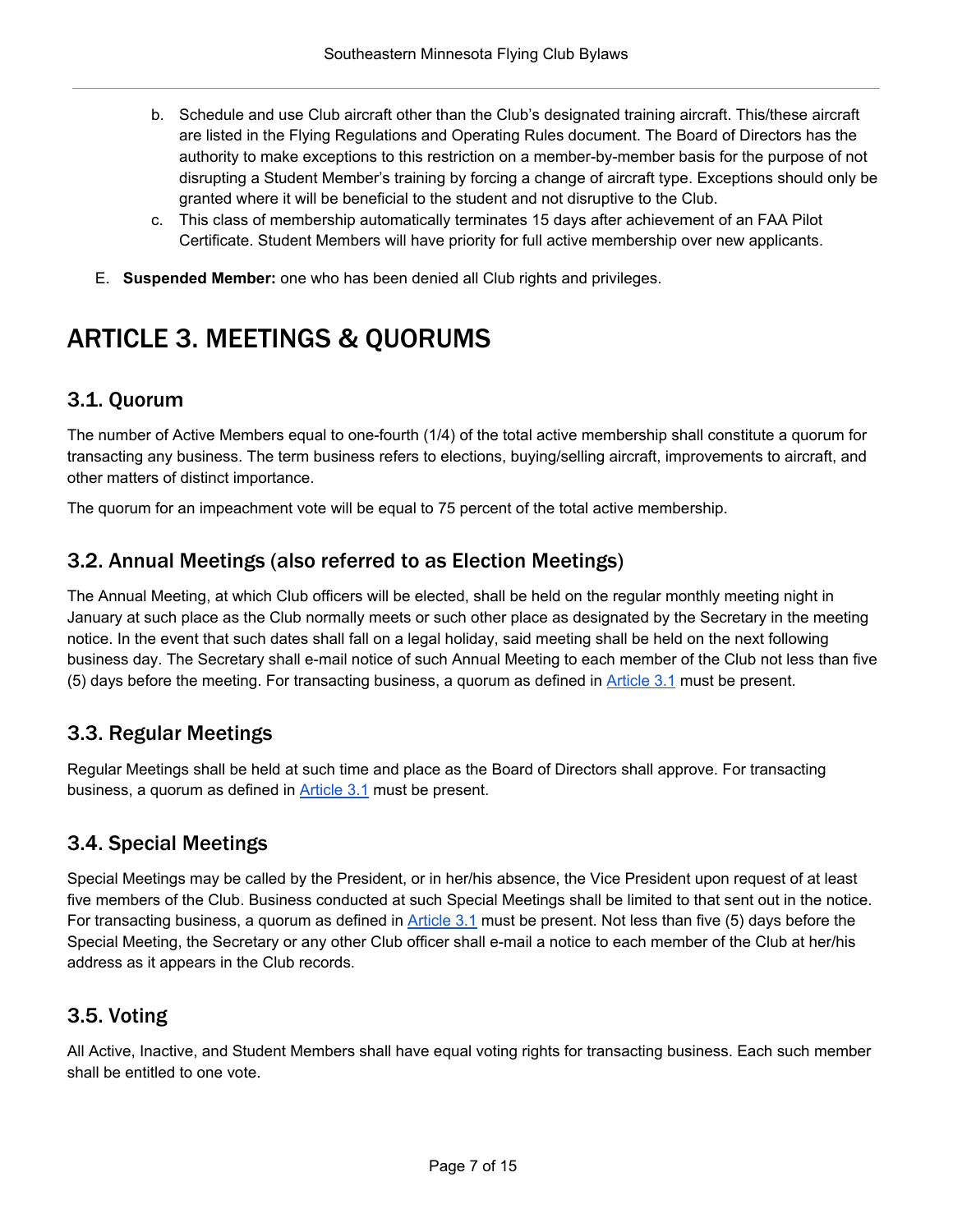b. Schedule and use Club aircraft other than the Club's designated training aircraft. This/these aircraft are listed in the Flying Regulations and Operating Rules document. The Board of Directors has the authority to make exceptions to this restriction on a member-by-member basis for the purpose of not disrupting a Student Member's training by forcing a change of aircraft type. Exceptions should only be granted where it will be beneficial to the student and not disruptive to the Club.
   c. This class of membership automatically terminates 15 days after achievement of an FAA Pilot Certificate. Student Members will have priority for full active membership over new applicants.

E. **Suspended Member:** one who has been denied all Club rights and privileges.

# ARTICLE 3. MEETINGS & QUORUMS

## 3.1. Quorum

The number of Active Members equal to one-fourth (1/4) of the total active membership shall constitute a quorum for transacting any business. The term business refers to elections, buying/selling aircraft, improvements to aircraft, and other matters of distinct importance.

The quorum for an impeachment vote will be equal to 75 percent of the total active membership.

## 3.2. Annual Meetings (also referred to as Election Meetings)

The Annual Meeting, at which Club officers will be elected, shall be held on the regular monthly meeting night in January at such place as the Club normally meets or such other place as designated by the Secretary in the meeting notice. In the event that such dates shall fall on a legal holiday, said meeting shall be held on the next following business day. The Secretary shall e-mail notice of such Annual Meeting to each member of the Club not less than five (5) days before the meeting. For transacting business, a quorum as defined in Article 3.1 must be present.

## 3.3. Regular Meetings

Regular Meetings shall be held at such time and place as the Board of Directors shall approve. For transacting business, a quorum as defined in Article 3.1 must be present.

## 3.4. Special Meetings

Special Meetings may be called by the President, or in her/his absence, the Vice President upon request of at least five members of the Club. Business conducted at such Special Meetings shall be limited to that sent out in the notice. For transacting business, a quorum as defined in Article 3.1 must be present. Not less than five (5) days before the Special Meeting, the Secretary or any other Club officer shall e-mail a notice to each member of the Club at her/his address as it appears in the Club records.

## 3.5. Voting

All Active, Inactive, and Student Members shall have equal voting rights for transacting business. Each such member shall be entitled to one vote.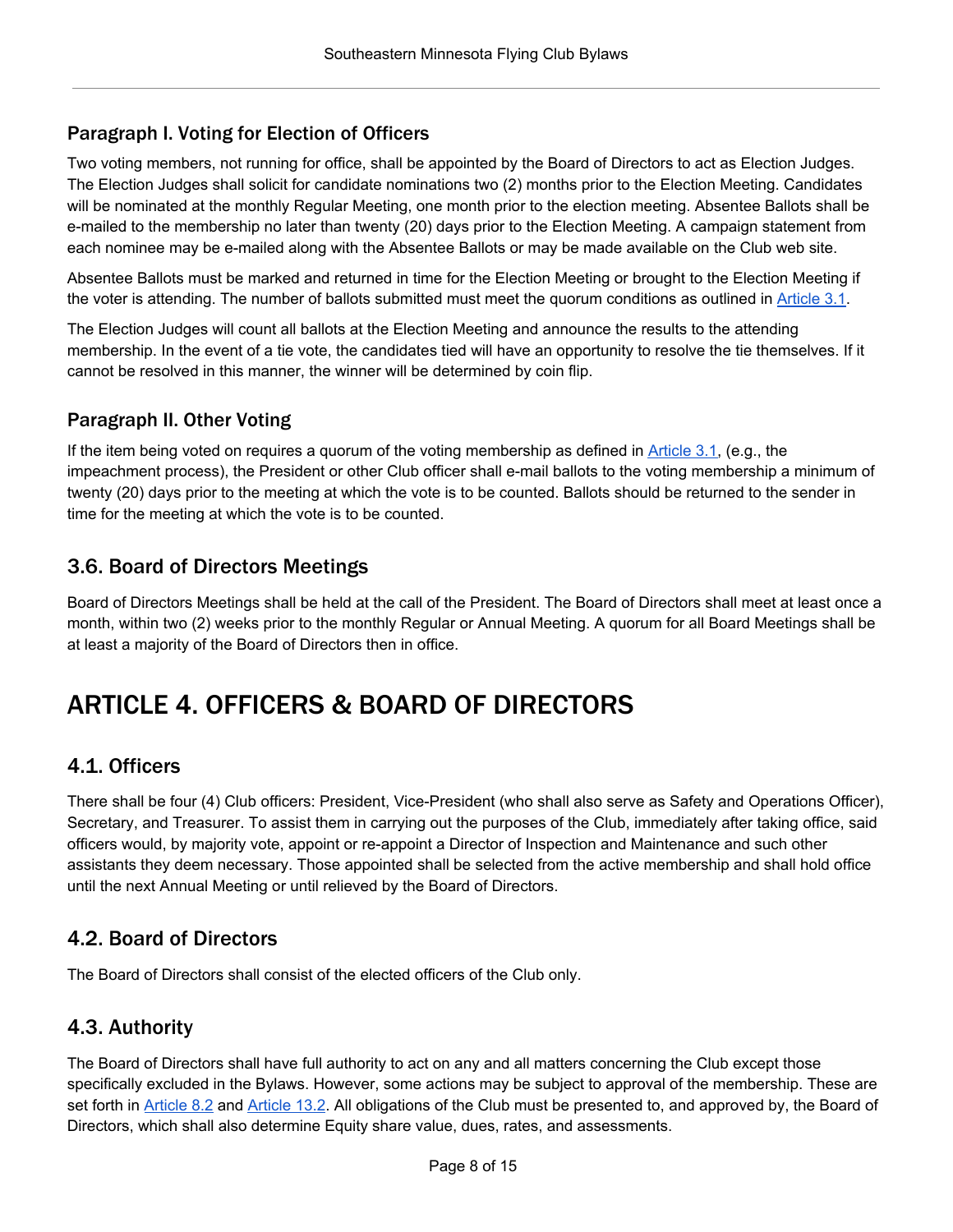### Paragraph I. Voting for Election of Officers

Two voting members, not running for office, shall be appointed by the Board of Directors to act as Election Judges. The Election Judges shall solicit for candidate nominations two (2) months prior to the Election Meeting. Candidates will be nominated at the monthly Regular Meeting, one month prior to the election meeting. Absentee Ballots shall be e-mailed to the membership no later than twenty (20) days prior to the Election Meeting. A campaign statement from each nominee may be e-mailed along with the Absentee Ballots or may be made available on the Club web site.

Absentee Ballots must be marked and returned in time for the Election Meeting or brought to the Election Meeting if the voter is attending. The number of ballots submitted must meet the quorum conditions as outlined in Article 3.1.

The Election Judges will count all ballots at the Election Meeting and announce the results to the attending membership. In the event of a tie vote, the candidates tied will have an opportunity to resolve the tie themselves. If it cannot be resolved in this manner, the winner will be determined by coin flip.

### Paragraph II. Other Voting

If the item being voted on requires a quorum of the voting membership as defined in Article 3.1, (e.g., the impeachment process), the President or other Club officer shall e-mail ballots to the voting membership a minimum of twenty (20) days prior to the meeting at which the vote is to be counted. Ballots should be returned to the sender in time for the meeting at which the vote is to be counted.

## 3.6. Board of Directors Meetings

Board of Directors Meetings shall be held at the call of the President. The Board of Directors shall meet at least once a month, within two (2) weeks prior to the monthly Regular or Annual Meeting. A quorum for all Board Meetings shall be at least a majority of the Board of Directors then in office.

# ARTICLE 4. OFFICERS & BOARD OF DIRECTORS

## 4.1. Officers

There shall be four (4) Club officers: President, Vice-President (who shall also serve as Safety and Operations Officer), Secretary, and Treasurer. To assist them in carrying out the purposes of the Club, immediately after taking office, said officers would, by majority vote, appoint or re-appoint a Director of Inspection and Maintenance and such other assistants they deem necessary. Those appointed shall be selected from the active membership and shall hold office until the next Annual Meeting or until relieved by the Board of Directors.

## 4.2. Board of Directors

The Board of Directors shall consist of the elected officers of the Club only.

## 4.3. Authority

The Board of Directors shall have full authority to act on any and all matters concerning the Club except those specifically excluded in the Bylaws. However, some actions may be subject to approval of the membership. These are set forth in Article 8.2 and Article 13.2. All obligations of the Club must be presented to, and approved by, the Board of Directors, which shall also determine Equity share value, dues, rates, and assessments.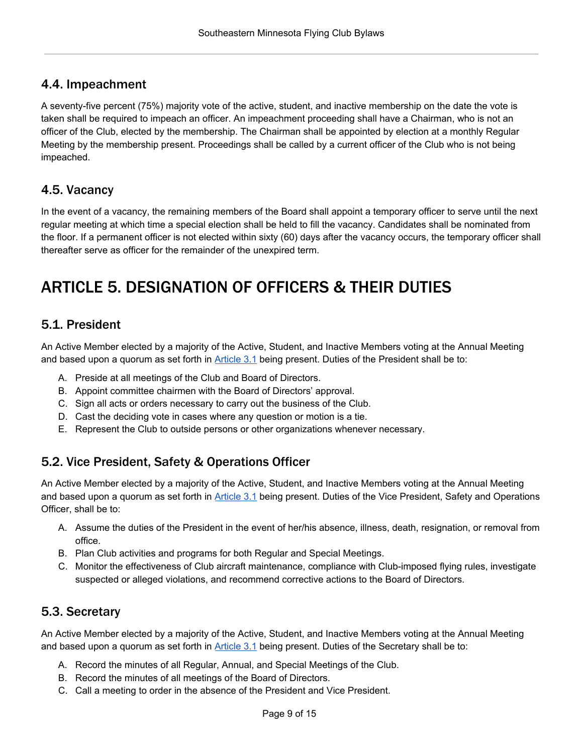### 4.4. Impeachment

A seventy-five percent (75%) majority vote of the active, student, and inactive membership on the date the vote is taken shall be required to impeach an officer. An impeachment proceeding shall have a Chairman, who is not an officer of the Club, elected by the membership. The Chairman shall be appointed by election at a monthly Regular Meeting by the membership present. Proceedings shall be called by a current officer of the Club who is not being impeached.

### 4.5. Vacancy

In the event of a vacancy, the remaining members of the Board shall appoint a temporary officer to serve until the next regular meeting at which time a special election shall be held to fill the vacancy. Candidates shall be nominated from the floor. If a permanent officer is not elected within sixty (60) days after the vacancy occurs, the temporary officer shall thereafter serve as officer for the remainder of the unexpired term.

## ARTICLE 5. DESIGNATION OF OFFICERS & THEIR DUTIES

### 5.1. President

An Active Member elected by a majority of the Active, Student, and Inactive Members voting at the Annual Meeting and based upon a quorum as set forth in Article 3.1 being present. Duties of the President shall be to:

A. Preside at all meetings of the Club and Board of Directors.
B. Appoint committee chairmen with the Board of Directors' approval.
C. Sign all acts or orders necessary to carry out the business of the Club.
D. Cast the deciding vote in cases where any question or motion is a tie.
E. Represent the Club to outside persons or other organizations whenever necessary.

### 5.2. Vice President, Safety & Operations Officer

An Active Member elected by a majority of the Active, Student, and Inactive Members voting at the Annual Meeting and based upon a quorum as set forth in Article 3.1 being present. Duties of the Vice President, Safety and Operations Officer, shall be to:

A. Assume the duties of the President in the event of her/his absence, illness, death, resignation, or removal from office.
B. Plan Club activities and programs for both Regular and Special Meetings.
C. Monitor the effectiveness of Club aircraft maintenance, compliance with Club-imposed flying rules, investigate suspected or alleged violations, and recommend corrective actions to the Board of Directors.

### 5.3. Secretary

An Active Member elected by a majority of the Active, Student, and Inactive Members voting at the Annual Meeting and based upon a quorum as set forth in Article 3.1 being present. Duties of the Secretary shall be to:

A. Record the minutes of all Regular, Annual, and Special Meetings of the Club.
B. Record the minutes of all meetings of the Board of Directors.
C. Call a meeting to order in the absence of the President and Vice President.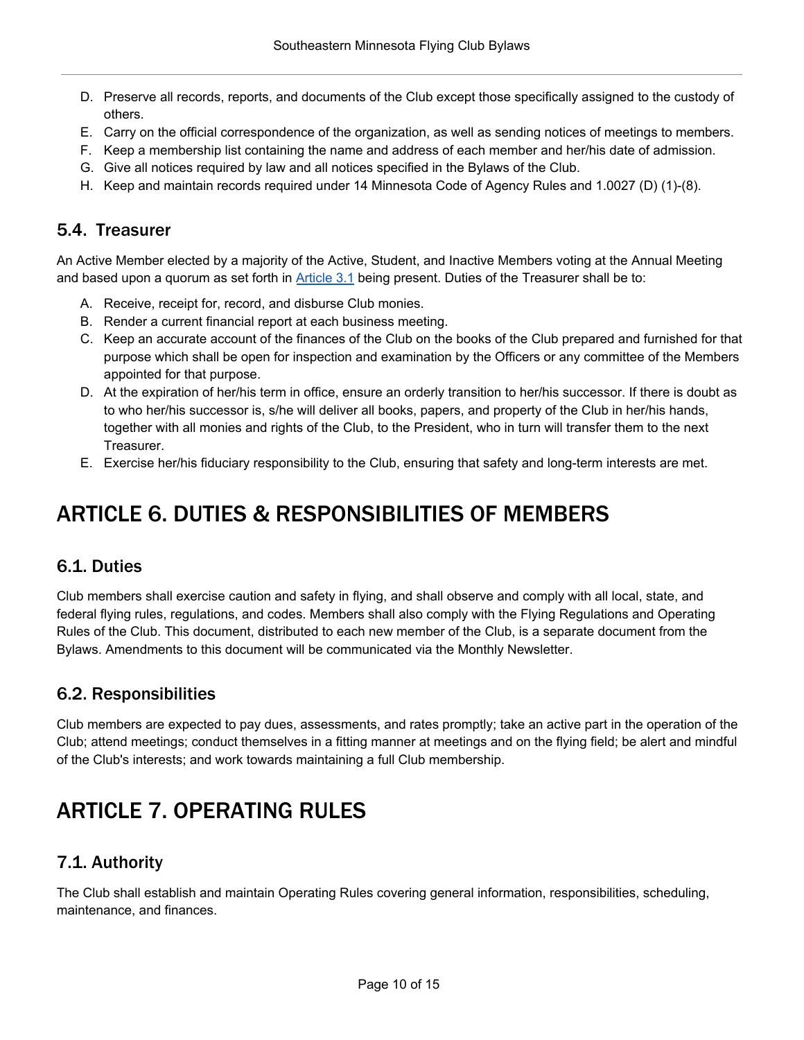D. Preserve all records, reports, and documents of the Club except those specifically assigned to the custody of others.
E. Carry on the official correspondence of the organization, as well as sending notices of meetings to members.
F. Keep a membership list containing the name and address of each member and her/his date of admission.
G. Give all notices required by law and all notices specified in the Bylaws of the Club.
H. Keep and maintain records required under 14 Minnesota Code of Agency Rules and 1.0027 (D) (1)-(8).

### 5.4. Treasurer

An Active Member elected by a majority of the Active, Student, and Inactive Members voting at the Annual Meeting and based upon a quorum as set forth in Article 3.1 being present. Duties of the Treasurer shall be to:

A. Receive, receipt for, record, and disburse Club monies.
B. Render a current financial report at each business meeting.
C. Keep an accurate account of the finances of the Club on the books of the Club prepared and furnished for that purpose which shall be open for inspection and examination by the Officers or any committee of the Members appointed for that purpose.
D. At the expiration of her/his term in office, ensure an orderly transition to her/his successor. If there is doubt as to who her/his successor is, s/he will deliver all books, papers, and property of the Club in her/his hands, together with all monies and rights of the Club, to the President, who in turn will transfer them to the next Treasurer.
E. Exercise her/his fiduciary responsibility to the Club, ensuring that safety and long-term interests are met.

## ARTICLE 6. DUTIES & RESPONSIBILITIES OF MEMBERS

### 6.1. Duties

Club members shall exercise caution and safety in flying, and shall observe and comply with all local, state, and federal flying rules, regulations, and codes. Members shall also comply with the Flying Regulations and Operating Rules of the Club. This document, distributed to each new member of the Club, is a separate document from the Bylaws. Amendments to this document will be communicated via the Monthly Newsletter.

### 6.2. Responsibilities

Club members are expected to pay dues, assessments, and rates promptly; take an active part in the operation of the Club; attend meetings; conduct themselves in a fitting manner at meetings and on the flying field; be alert and mindful of the Club's interests; and work towards maintaining a full Club membership.

## ARTICLE 7. OPERATING RULES

### 7.1. Authority

The Club shall establish and maintain Operating Rules covering general information, responsibilities, scheduling, maintenance, and finances.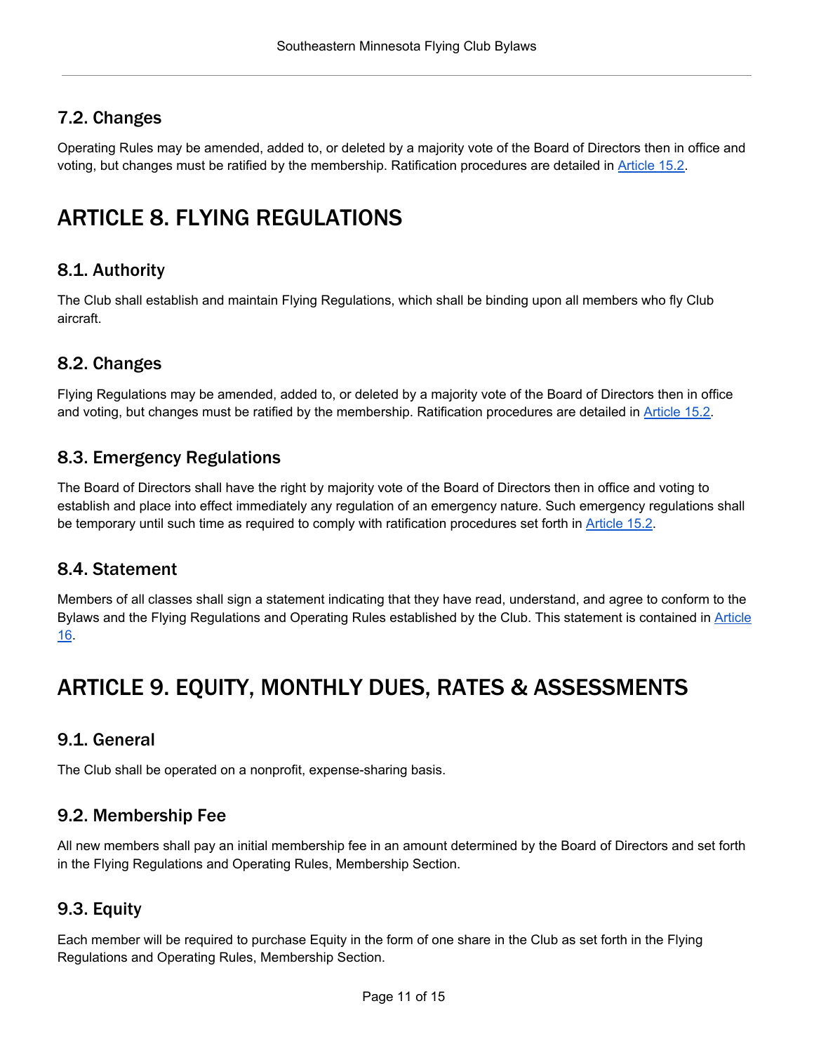### 7.2. Changes

Operating Rules may be amended, added to, or deleted by a majority vote of the Board of Directors then in office and voting, but changes must be ratified by the membership. Ratification procedures are detailed in Article 15.2.

## ARTICLE 8. FLYING REGULATIONS

### 8.1. Authority

The Club shall establish and maintain Flying Regulations, which shall be binding upon all members who fly Club aircraft.

### 8.2. Changes

Flying Regulations may be amended, added to, or deleted by a majority vote of the Board of Directors then in office and voting, but changes must be ratified by the membership. Ratification procedures are detailed in Article 15.2.

### 8.3. Emergency Regulations

The Board of Directors shall have the right by majority vote of the Board of Directors then in office and voting to establish and place into effect immediately any regulation of an emergency nature. Such emergency regulations shall be temporary until such time as required to comply with ratification procedures set forth in Article 15.2.

### 8.4. Statement

Members of all classes shall sign a statement indicating that they have read, understand, and agree to conform to the Bylaws and the Flying Regulations and Operating Rules established by the Club. This statement is contained in Article 16.

## ARTICLE 9. EQUITY, MONTHLY DUES, RATES & ASSESSMENTS

### 9.1. General

The Club shall be operated on a nonprofit, expense-sharing basis.

### 9.2. Membership Fee

All new members shall pay an initial membership fee in an amount determined by the Board of Directors and set forth in the Flying Regulations and Operating Rules, Membership Section.

### 9.3. Equity

Each member will be required to purchase Equity in the form of one share in the Club as set forth in the Flying Regulations and Operating Rules, Membership Section.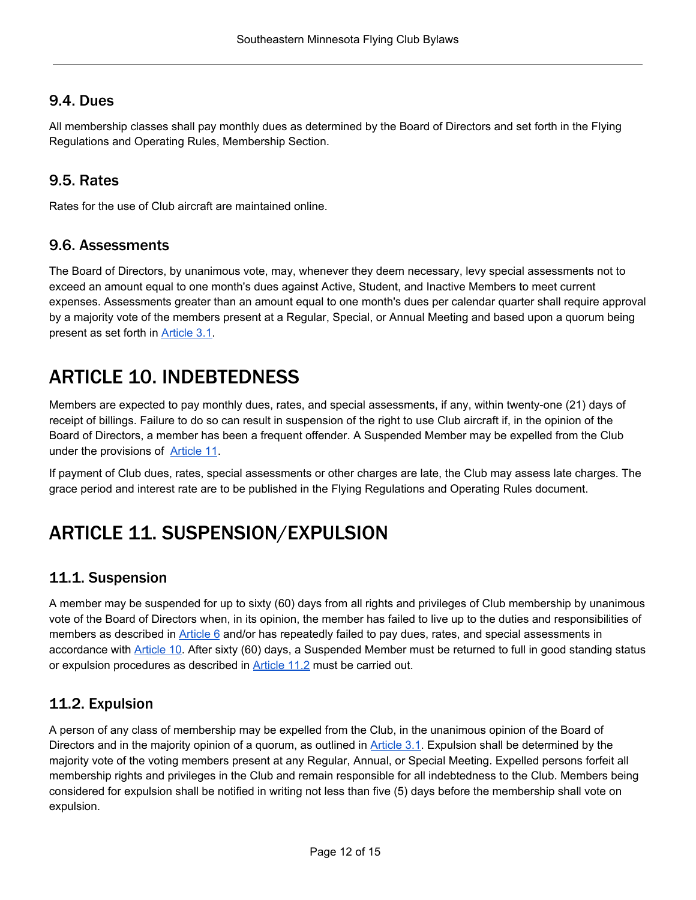### 9.4. Dues

All membership classes shall pay monthly dues as determined by the Board of Directors and set forth in the Flying Regulations and Operating Rules, Membership Section.

### 9.5. Rates

Rates for the use of Club aircraft are maintained online.

### 9.6. Assessments

The Board of Directors, by unanimous vote, may, whenever they deem necessary, levy special assessments not to exceed an amount equal to one month's dues against Active, Student, and Inactive Members to meet current expenses. Assessments greater than an amount equal to one month's dues per calendar quarter shall require approval by a majority vote of the members present at a Regular, Special, or Annual Meeting and based upon a quorum being present as set forth in Article 3.1.

## ARTICLE 10. INDEBTEDNESS

Members are expected to pay monthly dues, rates, and special assessments, if any, within twenty-one (21) days of receipt of billings. Failure to do so can result in suspension of the right to use Club aircraft if, in the opinion of the Board of Directors, a member has been a frequent offender. A Suspended Member may be expelled from the Club under the provisions of Article 11.

If payment of Club dues, rates, special assessments or other charges are late, the Club may assess late charges. The grace period and interest rate are to be published in the Flying Regulations and Operating Rules document.

## ARTICLE 11. SUSPENSION/EXPULSION

### 11.1. Suspension

A member may be suspended for up to sixty (60) days from all rights and privileges of Club membership by unanimous vote of the Board of Directors when, in its opinion, the member has failed to live up to the duties and responsibilities of members as described in Article 6 and/or has repeatedly failed to pay dues, rates, and special assessments in accordance with Article 10. After sixty (60) days, a Suspended Member must be returned to full in good standing status or expulsion procedures as described in Article 11.2 must be carried out.

### 11.2. Expulsion

A person of any class of membership may be expelled from the Club, in the unanimous opinion of the Board of Directors and in the majority opinion of a quorum, as outlined in Article 3.1. Expulsion shall be determined by the majority vote of the voting members present at any Regular, Annual, or Special Meeting. Expelled persons forfeit all membership rights and privileges in the Club and remain responsible for all indebtedness to the Club. Members being considered for expulsion shall be notified in writing not less than five (5) days before the membership shall vote on expulsion.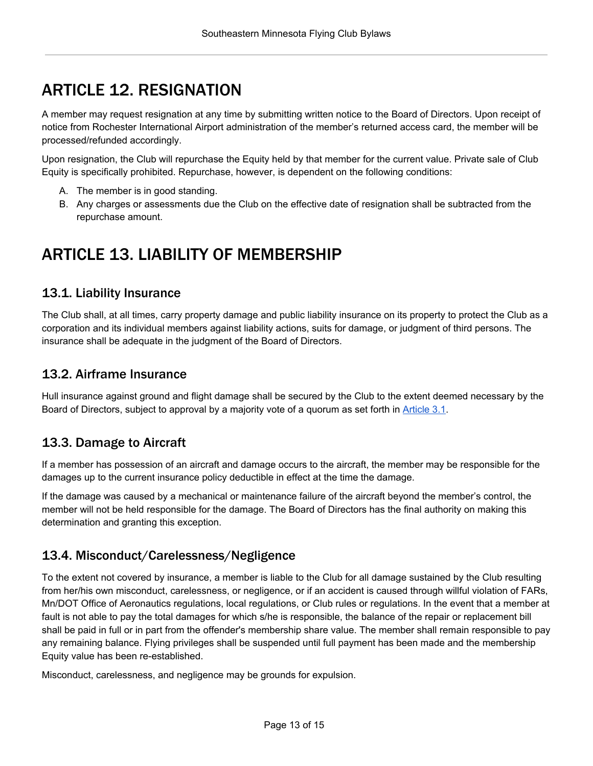# ARTICLE 12. RESIGNATION

A member may request resignation at any time by submitting written notice to the Board of Directors. Upon receipt of notice from Rochester International Airport administration of the member's returned access card, the member will be processed/refunded accordingly.

Upon resignation, the Club will repurchase the Equity held by that member for the current value. Private sale of Club Equity is specifically prohibited. Repurchase, however, is dependent on the following conditions:

A. The member is in good standing.
B. Any charges or assessments due the Club on the effective date of resignation shall be subtracted from the repurchase amount.

# ARTICLE 13. LIABILITY OF MEMBERSHIP

## 13.1. Liability Insurance

The Club shall, at all times, carry property damage and public liability insurance on its property to protect the Club as a corporation and its individual members against liability actions, suits for damage, or judgment of third persons. The insurance shall be adequate in the judgment of the Board of Directors.

## 13.2. Airframe Insurance

Hull insurance against ground and flight damage shall be secured by the Club to the extent deemed necessary by the Board of Directors, subject to approval by a majority vote of a quorum as set forth in Article 3.1.

## 13.3. Damage to Aircraft

If a member has possession of an aircraft and damage occurs to the aircraft, the member may be responsible for the damages up to the current insurance policy deductible in effect at the time the damage.

If the damage was caused by a mechanical or maintenance failure of the aircraft beyond the member's control, the member will not be held responsible for the damage. The Board of Directors has the final authority on making this determination and granting this exception.

## 13.4. Misconduct/Carelessness/Negligence

To the extent not covered by insurance, a member is liable to the Club for all damage sustained by the Club resulting from her/his own misconduct, carelessness, or negligence, or if an accident is caused through willful violation of FARs, Mn/DOT Office of Aeronautics regulations, local regulations, or Club rules or regulations. In the event that a member at fault is not able to pay the total damages for which s/he is responsible, the balance of the repair or replacement bill shall be paid in full or in part from the offender's membership share value. The member shall remain responsible to pay any remaining balance. Flying privileges shall be suspended until full payment has been made and the membership Equity value has been re-established.

Misconduct, carelessness, and negligence may be grounds for expulsion.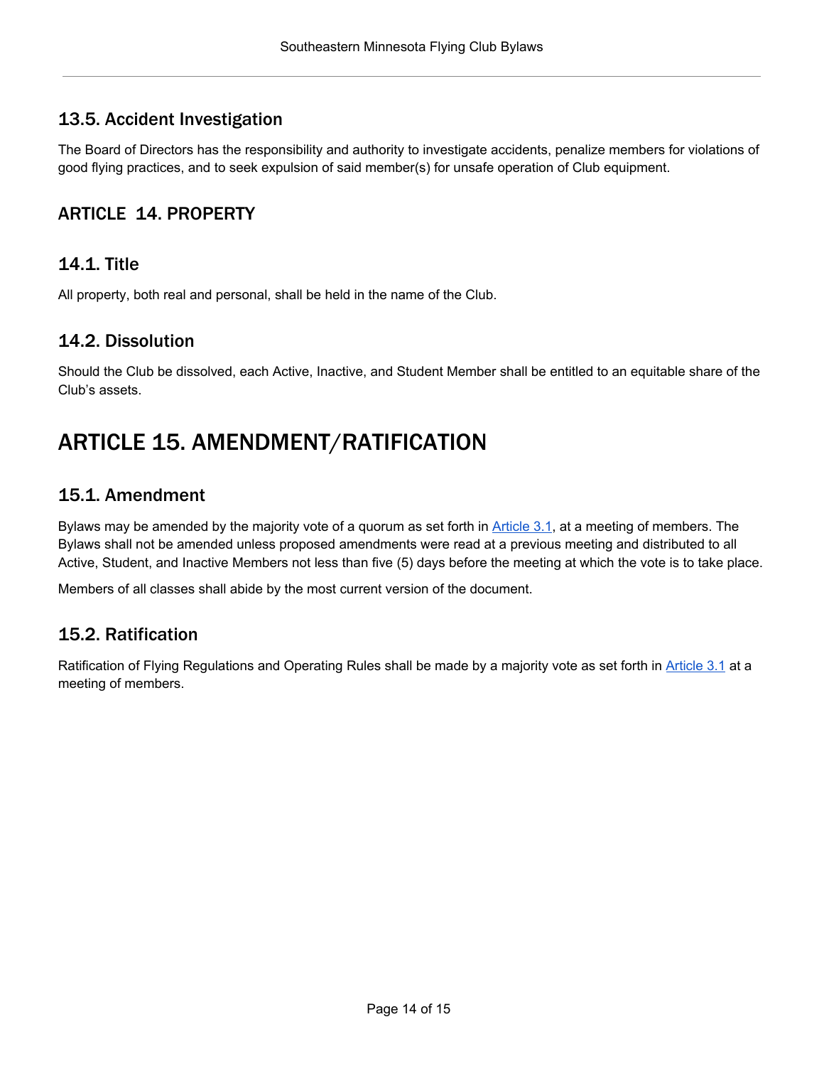### 13.5. Accident Investigation

The Board of Directors has the responsibility and authority to investigate accidents, penalize members for violations of good flying practices, and to seek expulsion of said member(s) for unsafe operation of Club equipment.

## ARTICLE 14. PROPERTY

### 14.1. Title

All property, both real and personal, shall be held in the name of the Club.

### 14.2. Dissolution

Should the Club be dissolved, each Active, Inactive, and Student Member shall be entitled to an equitable share of the Club's assets.

# ARTICLE 15. AMENDMENT/RATIFICATION

### 15.1. Amendment

Bylaws may be amended by the majority vote of a quorum as set forth in Article 3.1, at a meeting of members. The Bylaws shall not be amended unless proposed amendments were read at a previous meeting and distributed to all Active, Student, and Inactive Members not less than five (5) days before the meeting at which the vote is to take place.

Members of all classes shall abide by the most current version of the document.

### 15.2. Ratification

Ratification of Flying Regulations and Operating Rules shall be made by a majority vote as set forth in Article 3.1 at a meeting of members.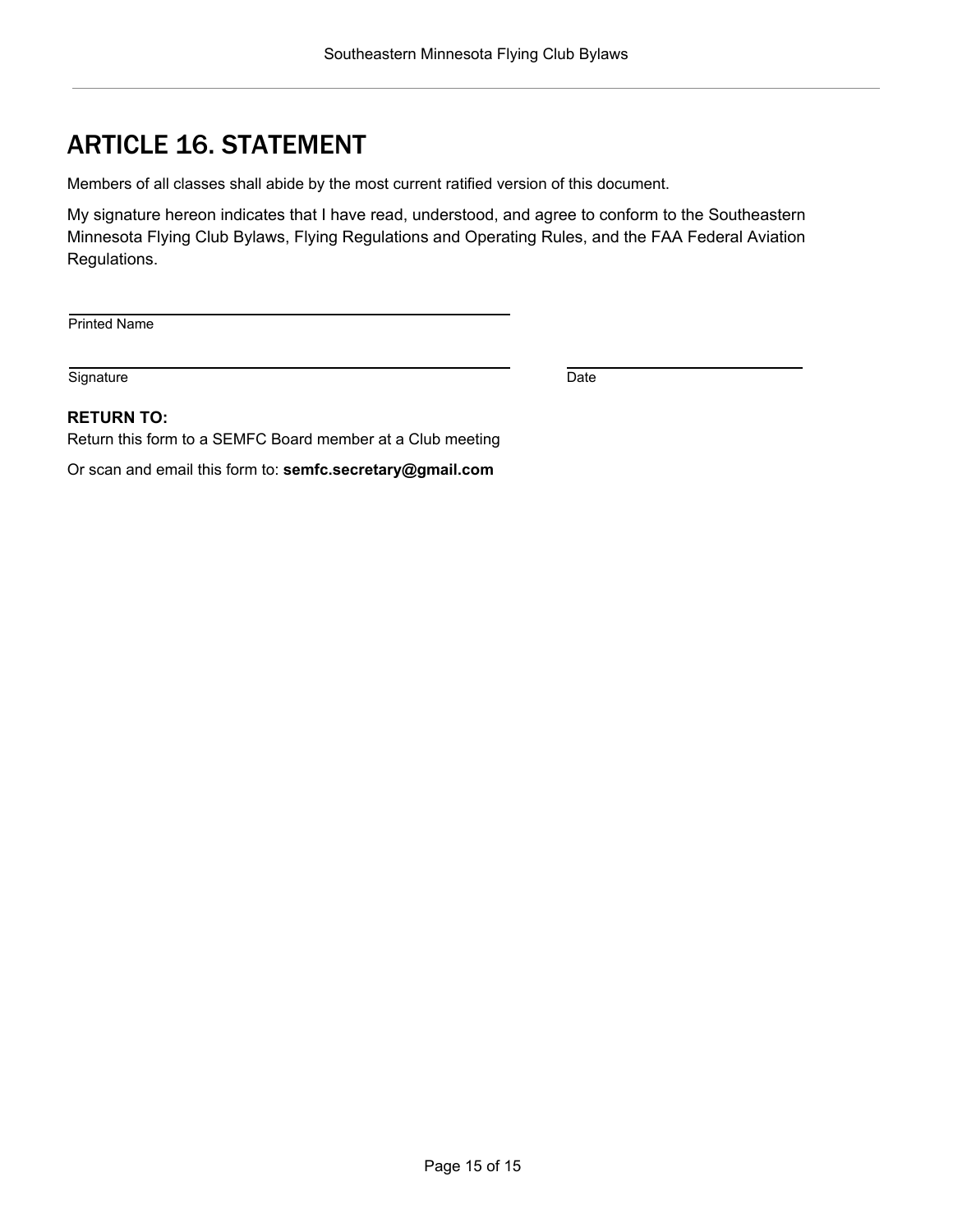# ARTICLE 16. STATEMENT

Members of all classes shall abide by the most current ratified version of this document.

My signature hereon indicates that I have read, understood, and agree to conform to the Southeastern Minnesota Flying Club Bylaws, Flying Regulations and Operating Rules, and the FAA Federal Aviation Regulations.

\_\_\_\_\_\_\_\_\_\_\_\_\_\_\_\_\_\_\_\_\_\_\_\_\_\_\_\_\_\_\_\_\_\_\_\_\_\_\_\_
Printed Name

\_\_\_\_\_\_\_\_\_\_\_\_\_\_\_\_\_\_\_\_\_\_\_\_\_\_\_\_\_\_\_\_\_\_\_\_\_\_\_\_ \_\_\_\_\_\_\_\_\_\_\_\_\_\_\_\_\_\_\_\_\_\_
Signature Date

**RETURN TO:**
Return this form to a SEMFC Board member at a Club meeting

Or scan and email this form to: **semfc.secretary@gmail.com**